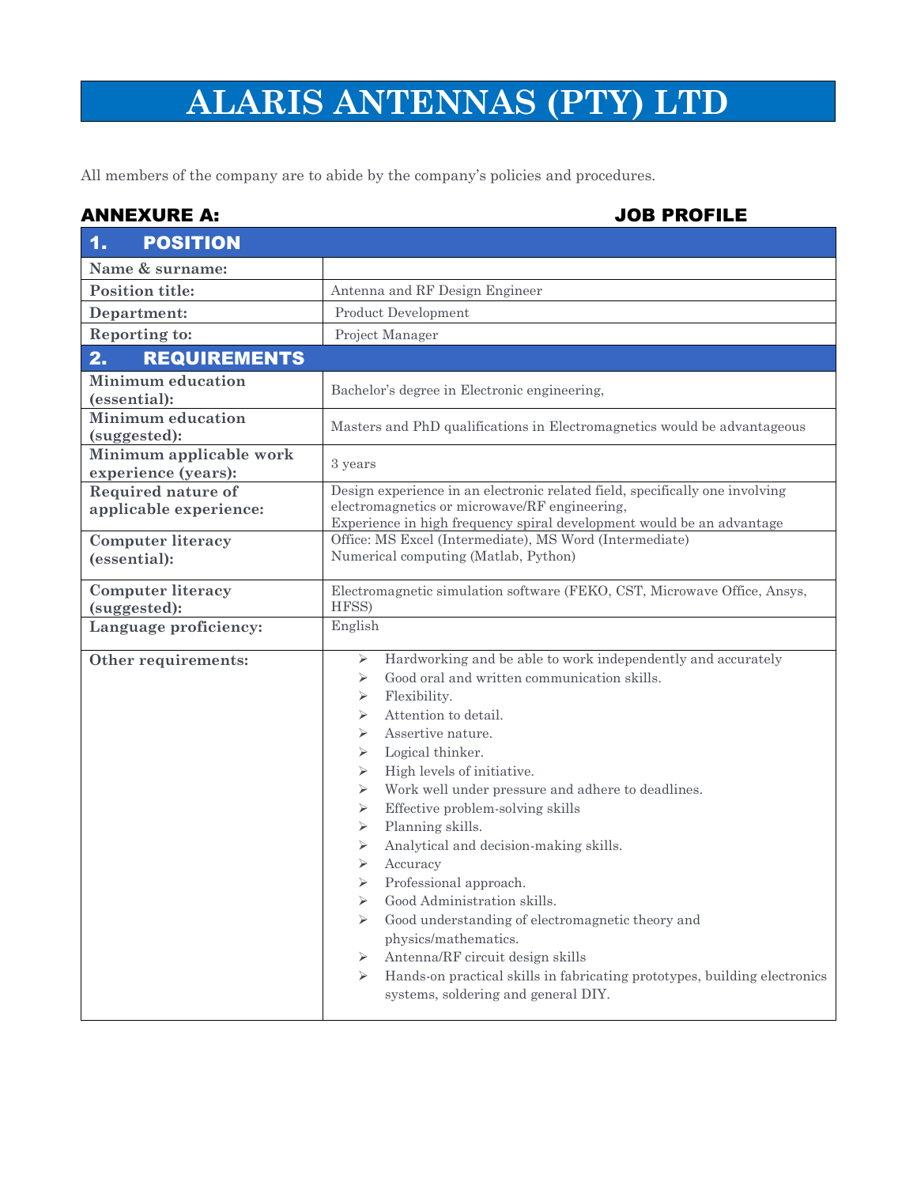# ALARIS ANTENNAS (PTY) LTD

All members of the company are to abide by the company's policies and procedures.

**ANNEXURE A: JOB PROFILE**

| **1. POSITION** | |
|---|---|
| **Name & surname:** | |
| **Position title:** | Antenna and RF Design Engineer |
| **Department:** | Product Development |
| **Reporting to:** | Project Manager |
| **2. REQUIREMENTS** | |
| **Minimum education (essential):** | Bachelor's degree in Electronic engineering, |
| **Minimum education (suggested):** | Masters and PhD qualifications in Electromagnetics would be advantageous |
| **Minimum applicable work experience (years):** | 3 years |
| **Required nature of applicable experience:** | Design experience in an electronic related field, specifically one involving electromagnetics or microwave/RF engineering,<br>Experience in high frequency spiral development would be an advantage |
| **Computer literacy (essential):** | Office: MS Excel (Intermediate), MS Word (Intermediate)<br>Numerical computing (Matlab, Python) |
| **Computer literacy (suggested):** | Electromagnetic simulation software (FEKO, CST, Microwave Office, Ansys, HFSS) |
| **Language proficiency:** | English |
| **Other requirements:** | ➢ Hardworking and be able to work independently and accurately<br>➢ Good oral and written communication skills.<br>➢ Flexibility.<br>➢ Attention to detail.<br>➢ Assertive nature.<br>➢ Logical thinker.<br>➢ High levels of initiative.<br>➢ Work well under pressure and adhere to deadlines.<br>➢ Effective problem-solving skills<br>➢ Planning skills.<br>➢ Analytical and decision-making skills.<br>➢ Accuracy<br>➢ Professional approach.<br>➢ Good Administration skills.<br>➢ Good understanding of electromagnetic theory and physics/mathematics.<br>➢ Antenna/RF circuit design skills<br>➢ Hands-on practical skills in fabricating prototypes, building electronics systems, soldering and general DIY. |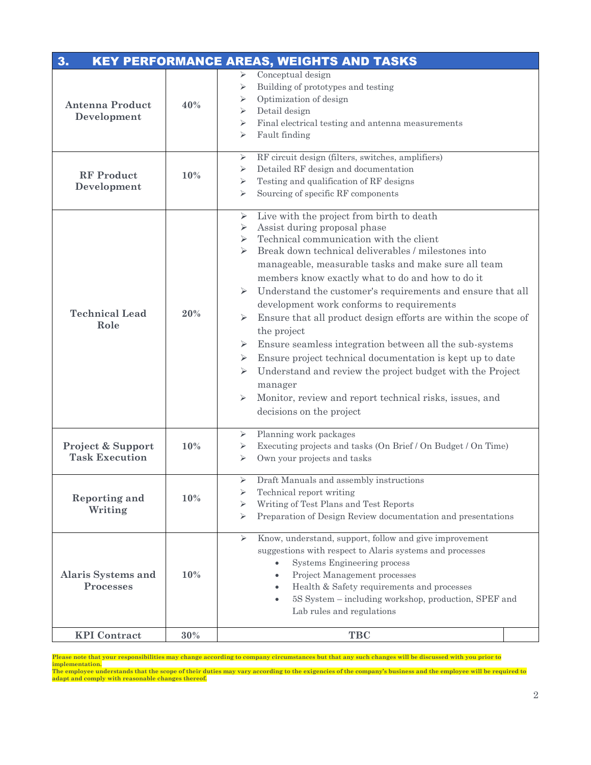## 3. KEY PERFORMANCE AREAS, WEIGHTS AND TASKS

| | | |
|---|---|---|
| **Antenna Product Development** | **40%** | ➢ Conceptual design<br>➢ Building of prototypes and testing<br>➢ Optimization of design<br>➢ Detail design<br>➢ Final electrical testing and antenna measurements<br>➢ Fault finding |
| **RF Product Development** | **10%** | ➢ RF circuit design (filters, switches, amplifiers)<br>➢ Detailed RF design and documentation<br>➢ Testing and qualification of RF designs<br>➢ Sourcing of specific RF components |
| **Technical Lead Role** | **20%** | ➢ Live with the project from birth to death<br>➢ Assist during proposal phase<br>➢ Technical communication with the client<br>➢ Break down technical deliverables / milestones into manageable, measurable tasks and make sure all team members know exactly what to do and how to do it<br>➢ Understand the customer's requirements and ensure that all development work conforms to requirements<br>➢ Ensure that all product design efforts are within the scope of the project<br>➢ Ensure seamless integration between all the sub-systems<br>➢ Ensure project technical documentation is kept up to date<br>➢ Understand and review the project budget with the Project manager<br>➢ Monitor, review and report technical risks, issues, and decisions on the project |
| **Project & Support Task Execution** | **10%** | ➢ Planning work packages<br>➢ Executing projects and tasks (On Brief / On Budget / On Time)<br>➢ Own your projects and tasks |
| **Reporting and Writing** | **10%** | ➢ Draft Manuals and assembly instructions<br>➢ Technical report writing<br>➢ Writing of Test Plans and Test Reports<br>➢ Preparation of Design Review documentation and presentations |
| **Alaris Systems and Processes** | **10%** | ➢ Know, understand, support, follow and give improvement suggestions with respect to Alaris systems and processes<br>• Systems Engineering process<br>• Project Management processes<br>• Health & Safety requirements and processes<br>• 5S System – including workshop, production, SPEF and Lab rules and regulations |
| **KPI Contract** | **30%** | **TBC** |

**Please note that your responsibilities may change according to company circumstances but that any such changes will be discussed with you prior to implementation.**
**The employee understands that the scope of their duties may vary according to the exigencies of the company's business and the employee will be required to adapt and comply with reasonable changes thereof.**